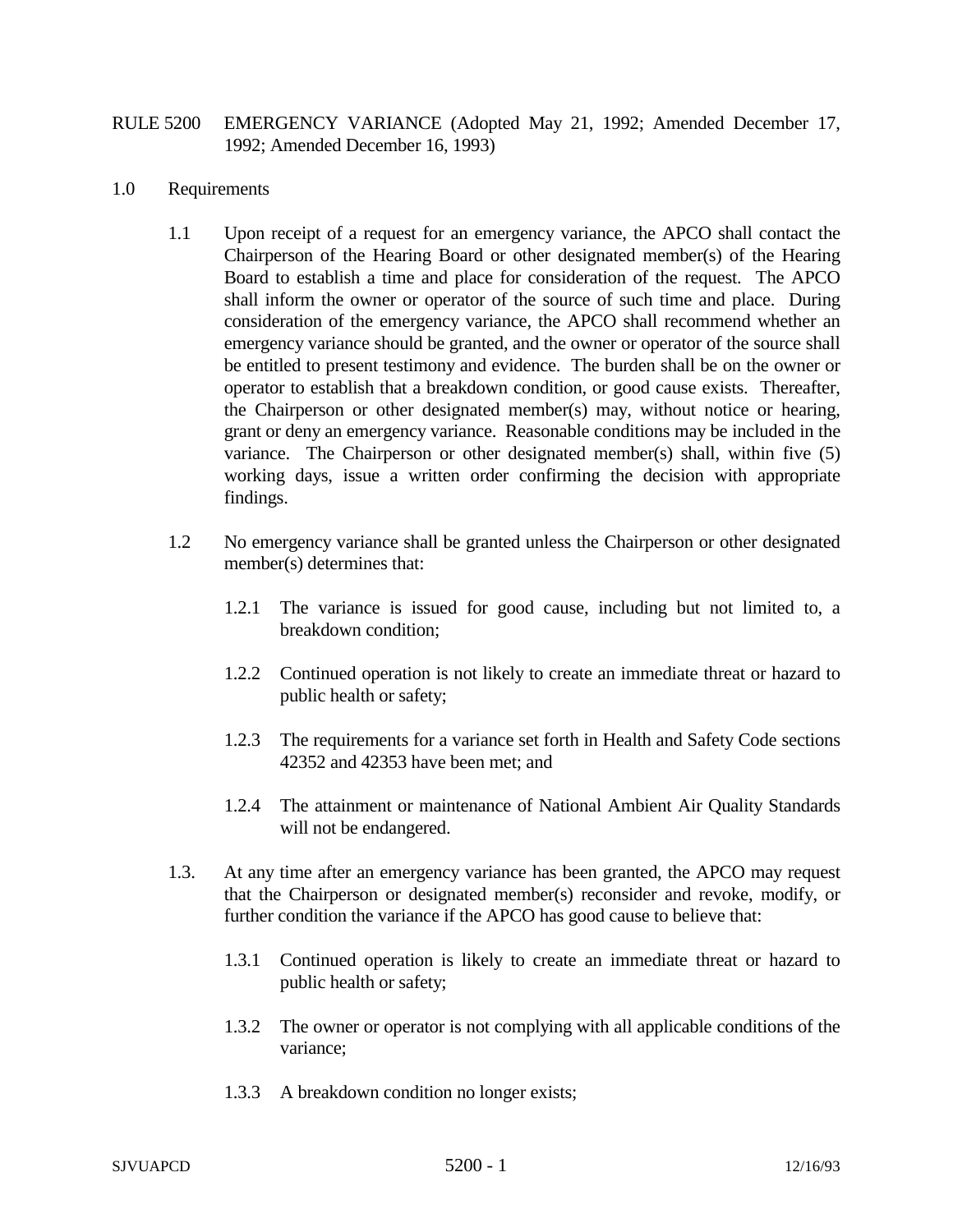# RULE 5200 EMERGENCY VARIANCE (Adopted May 21, 1992; Amended December 17, 1992; Amended December 16, 1993)

## 1.0 Requirements

1.1 Upon receipt of a request for an emergency variance, the APCO shall contact the Chairperson of the Hearing Board or other designated member(s) of the Hearing Board to establish a time and place for consideration of the request. The APCO shall inform the owner or operator of the source of such time and place. During consideration of the emergency variance, the APCO shall recommend whether an emergency variance should be granted, and the owner or operator of the source shall be entitled to present testimony and evidence. The burden shall be on the owner or operator to establish that a breakdown condition, or good cause exists. Thereafter, the Chairperson or other designated member(s) may, without notice or hearing, grant or deny an emergency variance. Reasonable conditions may be included in the variance. The Chairperson or other designated member(s) shall, within five (5) working days, issue a written order confirming the decision with appropriate findings.

1.2 No emergency variance shall be granted unless the Chairperson or other designated member(s) determines that:

1.2.1 The variance is issued for good cause, including but not limited to, a breakdown condition;

1.2.2 Continued operation is not likely to create an immediate threat or hazard to public health or safety;

1.2.3 The requirements for a variance set forth in Health and Safety Code sections 42352 and 42353 have been met; and

1.2.4 The attainment or maintenance of National Ambient Air Quality Standards will not be endangered.

1.3. At any time after an emergency variance has been granted, the APCO may request that the Chairperson or designated member(s) reconsider and revoke, modify, or further condition the variance if the APCO has good cause to believe that:

1.3.1 Continued operation is likely to create an immediate threat or hazard to public health or safety;

1.3.2 The owner or operator is not complying with all applicable conditions of the variance;

1.3.3 A breakdown condition no longer exists;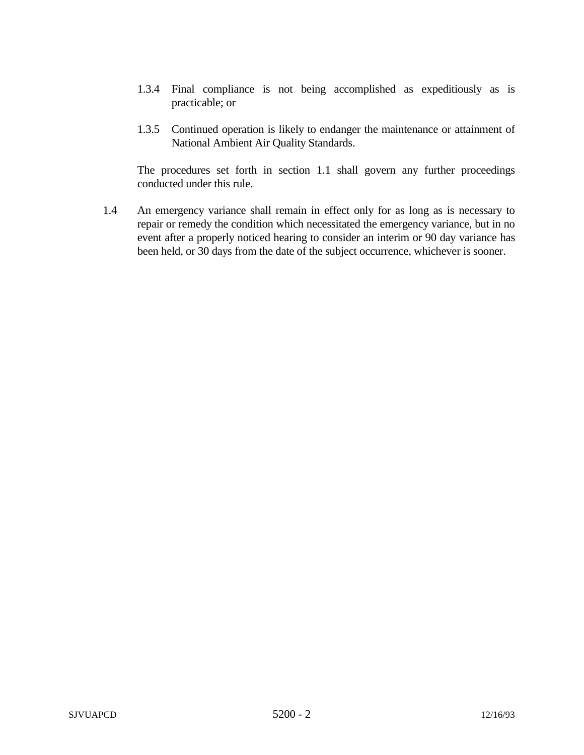1.3.4 Final compliance is not being accomplished as expeditiously as is practicable; or

1.3.5 Continued operation is likely to endanger the maintenance or attainment of National Ambient Air Quality Standards.

The procedures set forth in section 1.1 shall govern any further proceedings conducted under this rule.

1.4 An emergency variance shall remain in effect only for as long as is necessary to repair or remedy the condition which necessitated the emergency variance, but in no event after a properly noticed hearing to consider an interim or 90 day variance has been held, or 30 days from the date of the subject occurrence, whichever is sooner.